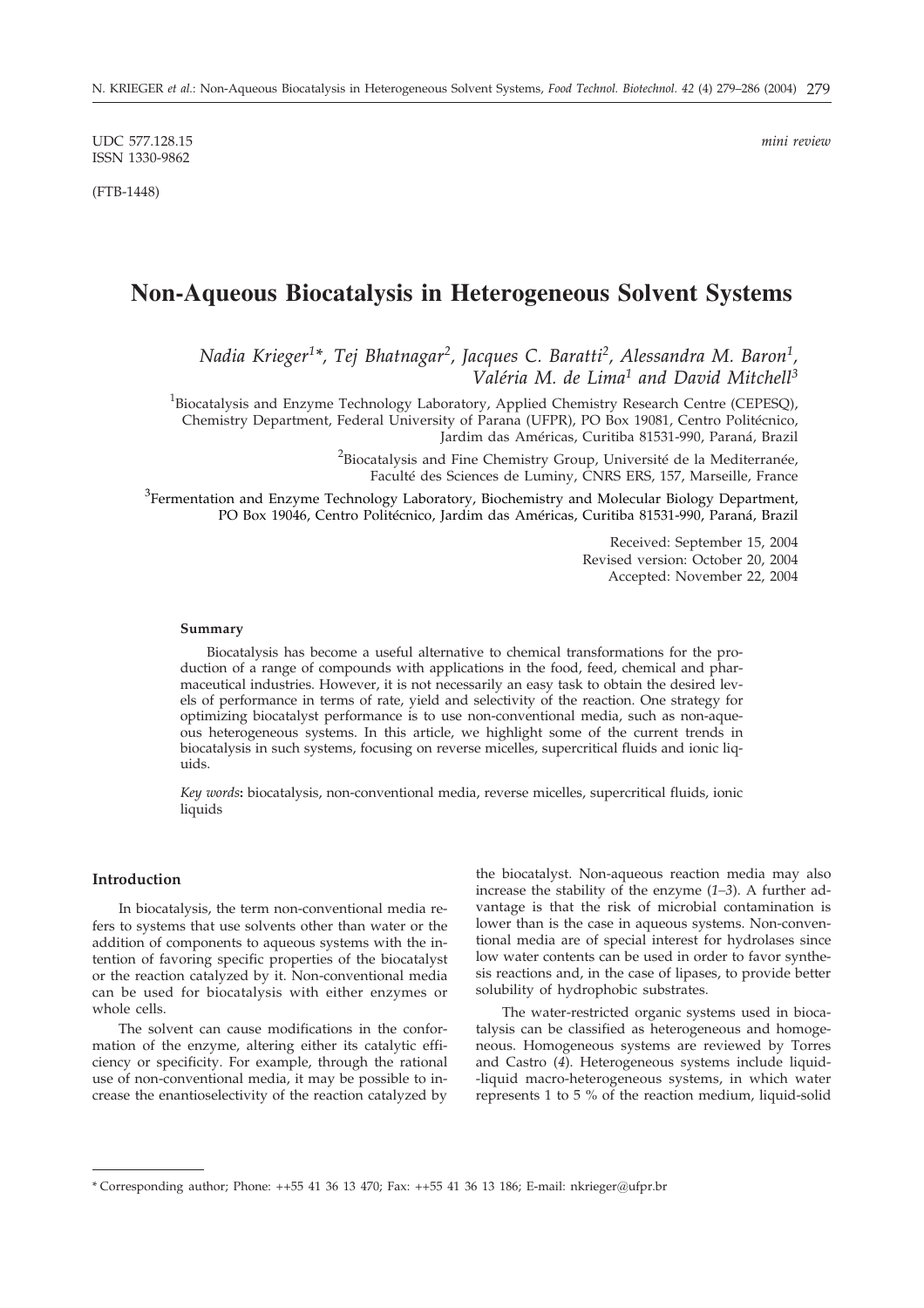UDC 577.128.15
ISSN 1330-9862

*mini review*

(FTB-1448)

# Non-Aqueous Biocatalysis in Heterogeneous Solvent Systems

*Nadia Krieger[1]\*, Tej Bhatnagar[2], Jacques C. Baratti[2], Alessandra M. Baron[1], Valéria M. de Lima[1] and David Mitchell[3]*

[1]Biocatalysis and Enzyme Technology Laboratory, Applied Chemistry Research Centre (CEPESQ), Chemistry Department, Federal University of Parana (UFPR), PO Box 19081, Centro Politécnico, Jardim das Américas, Curitiba 81531-990, Paraná, Brazil

[2]Biocatalysis and Fine Chemistry Group, Université de la Mediterranée, Faculté des Sciences de Luminy, CNRS ERS, 157, Marseille, France

[3]Fermentation and Enzyme Technology Laboratory, Biochemistry and Molecular Biology Department, PO Box 19046, Centro Politécnico, Jardim das Américas, Curitiba 81531-990, Paraná, Brazil

Received: September 15, 2004
Revised version: October 20, 2004
Accepted: November 22, 2004

### Summary

Biocatalysis has become a useful alternative to chemical transformations for the production of a range of compounds with applications in the food, feed, chemical and pharmaceutical industries. However, it is not necessarily an easy task to obtain the desired levels of performance in terms of rate, yield and selectivity of the reaction. One strategy for optimizing biocatalyst performance is to use non-conventional media, such as non-aqueous heterogeneous systems. In this article, we highlight some of the current trends in biocatalysis in such systems, focusing on reverse micelles, supercritical fluids and ionic liquids.

*Key words*: biocatalysis, non-conventional media, reverse micelles, supercritical fluids, ionic liquids

## Introduction

In biocatalysis, the term non-conventional media refers to systems that use solvents other than water or the addition of components to aqueous systems with the intention of favoring specific properties of the biocatalyst or the reaction catalyzed by it. Non-conventional media can be used for biocatalysis with either enzymes or whole cells.

The solvent can cause modifications in the conformation of the enzyme, altering either its catalytic efficiency or specificity. For example, through the rational use of non-conventional media, it may be possible to increase the enantioselectivity of the reaction catalyzed by the biocatalyst. Non-aqueous reaction media may also increase the stability of the enzyme (*1–3*). A further advantage is that the risk of microbial contamination is lower than is the case in aqueous systems. Non-conventional media are of special interest for hydrolases since low water contents can be used in order to favor synthesis reactions and, in the case of lipases, to provide better solubility of hydrophobic substrates.

The water-restricted organic systems used in biocatalysis can be classified as heterogeneous and homogeneous. Homogeneous systems are reviewed by Torres and Castro (*4*). Heterogeneous systems include liquid-liquid macro-heterogeneous systems, in which water represents 1 to 5 % of the reaction medium, liquid-solid

\* Corresponding author; Phone: ++55 41 36 13 470; Fax: ++55 41 36 13 186; E-mail: nkrieger@ufpr.br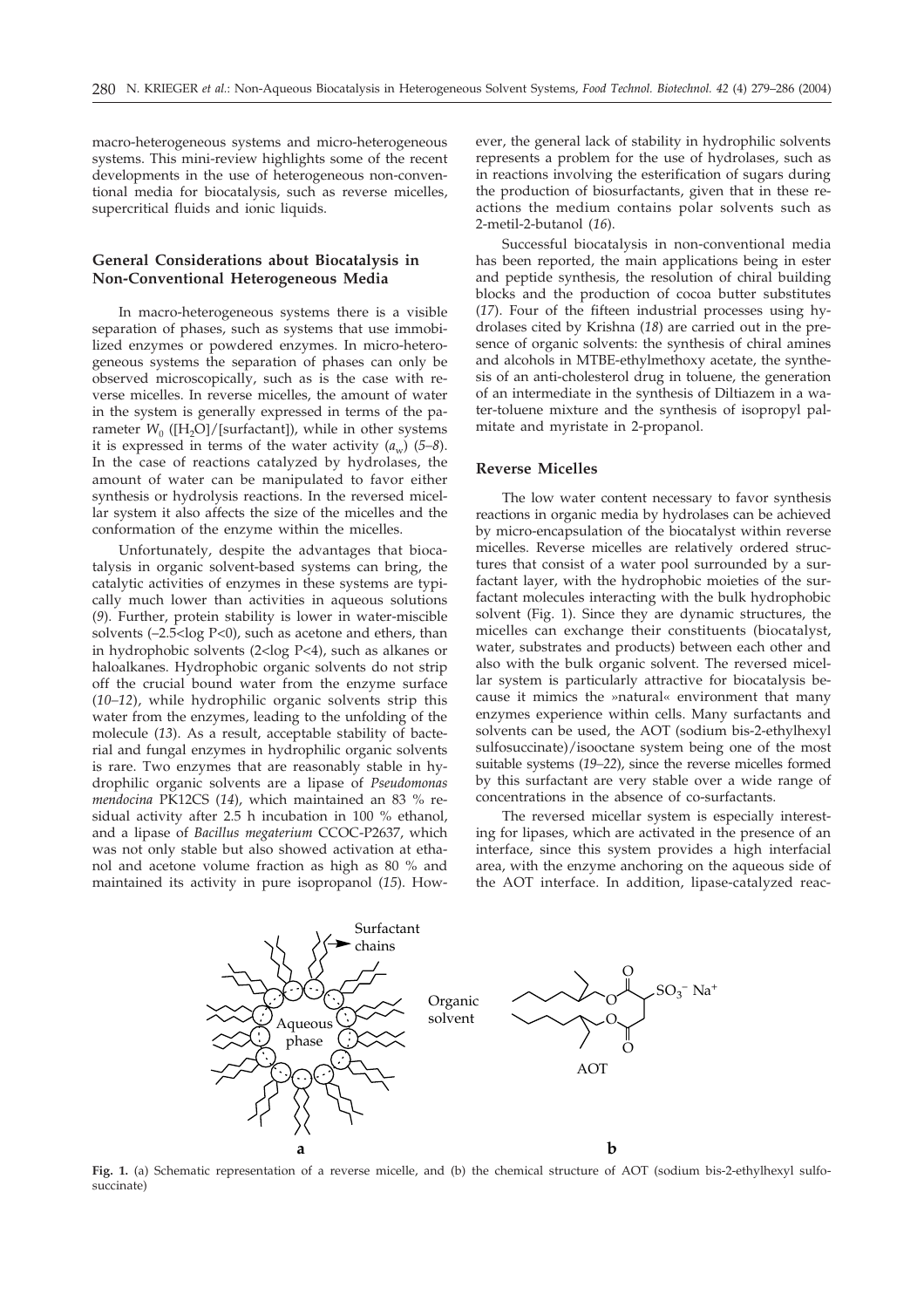macro-heterogeneous systems and micro-heterogeneous systems. This mini-review highlights some of the recent developments in the use of heterogeneous non-conventional media for biocatalysis, such as reverse micelles, supercritical fluids and ionic liquids.

## General Considerations about Biocatalysis in Non-Conventional Heterogeneous Media

In macro-heterogeneous systems there is a visible separation of phases, such as systems that use immobilized enzymes or powdered enzymes. In micro-heterogeneous systems the separation of phases can only be observed microscopically, such as is the case with reverse micelles. In reverse micelles, the amount of water in the system is generally expressed in terms of the parameter $W_0$ ([$H_2O$]/[surfactant]), while in other systems it is expressed in terms of the water activity ($a_w$) (*5–8*). In the case of reactions catalyzed by hydrolases, the amount of water can be manipulated to favor either synthesis or hydrolysis reactions. In the reversed micellar system it also affects the size of the micelles and the conformation of the enzyme within the micelles.

Unfortunately, despite the advantages that biocatalysis in organic solvent-based systems can bring, the catalytic activities of enzymes in these systems are typically much lower than activities in aqueous solutions (*9*). Further, protein stability is lower in water-miscible solvents ($-2.5<\log P<0$), such as acetone and ethers, than in hydrophobic solvents ($2<\log P<4$), such as alkanes or haloalkanes. Hydrophobic organic solvents do not strip off the crucial bound water from the enzyme surface (*10–12*), while hydrophilic organic solvents strip this water from the enzymes, leading to the unfolding of the molecule (*13*). As a result, acceptable stability of bacterial and fungal enzymes in hydrophilic organic solvents is rare. Two enzymes that are reasonably stable in hydrophilic organic solvents are a lipase of *Pseudomonas mendocina* PK12CS (*14*), which maintained an 83 % residual activity after 2.5 h incubation in 100 % ethanol, and a lipase of *Bacillus megaterium* CCOC-P2637, which was not only stable but also showed activation at ethanol and acetone volume fraction as high as 80 % and maintained its activity in pure isopropanol (*15*). However, the general lack of stability in hydrophilic solvents represents a problem for the use of hydrolases, such as in reactions involving the esterification of sugars during the production of biosurfactants, given that in these reactions the medium contains polar solvents such as 2-metil-2-butanol (*16*).

Successful biocatalysis in non-conventional media has been reported, the main applications being in ester and peptide synthesis, the resolution of chiral building blocks and the production of cocoa butter substitutes (*17*). Four of the fifteen industrial processes using hydrolases cited by Krishna (*18*) are carried out in the presence of organic solvents: the synthesis of chiral amines and alcohols in MTBE-ethylmethoxy acetate, the synthesis of an anti-cholesterol drug in toluene, the generation of an intermediate in the synthesis of Diltiazem in a water-toluene mixture and the synthesis of isopropyl palmitate and myristate in 2-propanol.

## Reverse Micelles

The low water content necessary to favor synthesis reactions in organic media by hydrolases can be achieved by micro-encapsulation of the biocatalyst within reverse micelles. Reverse micelles are relatively ordered structures that consist of a water pool surrounded by a surfactant layer, with the hydrophobic moieties of the surfactant molecules interacting with the bulk hydrophobic solvent (Fig. 1). Since they are dynamic structures, the micelles can exchange their constituents (biocatalyst, water, substrates and products) between each other and also with the bulk organic solvent. The reversed micellar system is particularly attractive for biocatalysis because it mimics the »natural« environment that many enzymes experience within cells. Many surfactants and solvents can be used, the AOT (sodium bis-2-ethylhexyl sulfosuccinate)/isooctane system being one of the most suitable systems (*19–22*), since the reverse micelles formed by this surfactant are very stable over a wide range of concentrations in the absence of co-surfactants.

The reversed micellar system is especially interesting for lipases, which are activated in the presence of an interface, since this system provides a high interfacial area, with the enzyme anchoring on the aqueous side of the AOT interface. In addition, lipase-catalyzed reac-

Surfactant chains

Aqueous phase

Organic solvent

$SO_3^-$ $Na^+$

AOT

a

b

**Fig. 1.** (a) Schematic representation of a reverse micelle, and (b) the chemical structure of AOT (sodium bis-2-ethylhexyl sulfosuccinate)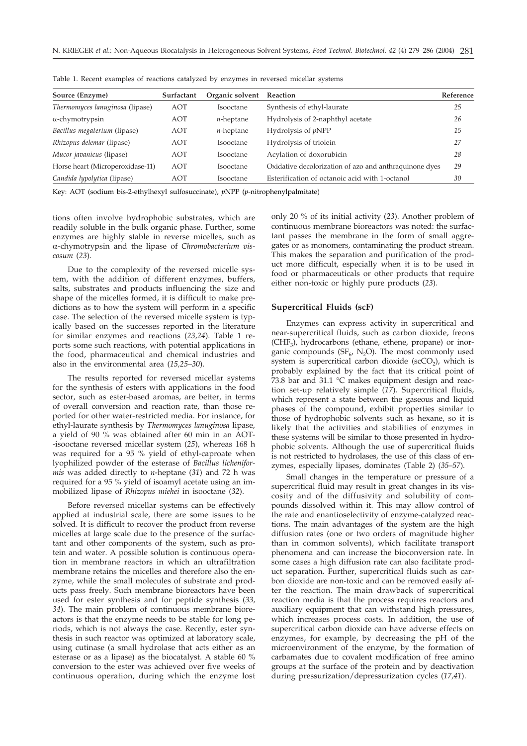Table 1. Recent examples of reactions catalyzed by enzymes in reversed micellar systems

| Source (Enzyme) | Surfactant | Organic solvent | Reaction | Reference |
|---|---|---|---|---|
| *Thermomyces lanuginosa* (lipase) | AOT | Isooctane | Synthesis of ethyl-laurate | 25 |
| α-chymotrypsin | AOT | *n*-heptane | Hydrolysis of 2-naphthyl acetate | 26 |
| *Bacillus megaterium* (lipase) | AOT | *n*-heptane | Hydrolysis of *p*NPP | 15 |
| *Rhizopus delemar* (lipase) | AOT | Isooctane | Hydrolysis of triolein | 27 |
| *Mucor javanicus* (lipase) | AOT | Isooctane | Acylation of doxorubicin | 28 |
| Horse heart (Microperoxidase-11) | AOT | Isooctane | Oxidative decolorization of azo and anthraquinone dyes | 29 |
| *Candida lypolytica* (lipase) | AOT | Isooctane | Esterification of octanoic acid with 1-octanol | 30 |

Key: AOT (sodium bis-2-ethylhexyl sulfosuccinate), *p*NPP (*p*-nitrophenylpalmitate)

tions often involve hydrophobic substrates, which are readily soluble in the bulk organic phase. Further, some enzymes are highly stable in reverse micelles, such as α-chymotrypsin and the lipase of *Chromobacterium viscosum* (*23*).

Due to the complexity of the reversed micelle system, with the addition of different enzymes, buffers, salts, substrates and products influencing the size and shape of the micelles formed, it is difficult to make predictions as to how the system will perform in a specific case. The selection of the reversed micelle system is typically based on the successes reported in the literature for similar enzymes and reactions (*23,24*). Table 1 reports some such reactions, with potential applications in the food, pharmaceutical and chemical industries and also in the environmental area (*15,25–30*).

The results reported for reversed micellar systems for the synthesis of esters with applications in the food sector, such as ester-based aromas, are better, in terms of overall conversion and reaction rate, than those reported for other water-restricted media. For instance, for ethyl-laurate synthesis by *Thermomyces lanuginosa* lipase, a yield of 90 % was obtained after 60 min in an AOT-isooctane reversed micellar system (*25*), whereas 168 h was required for a 95 % yield of ethyl-caproate when lyophilized powder of the esterase of *Bacillus licheniformis* was added directly to *n*-heptane (*31*) and 72 h was required for a 95 % yield of isoamyl acetate using an immobilized lipase of *Rhizopus miehei* in isooctane (*32*).

Before reversed micellar systems can be effectively applied at industrial scale, there are some issues to be solved. It is difficult to recover the product from reverse micelles at large scale due to the presence of the surfactant and other components of the system, such as protein and water. A possible solution is continuous operation in membrane reactors in which an ultrafiltration membrane retains the micelles and therefore also the enzyme, while the small molecules of substrate and products pass freely. Such membrane bioreactors have been used for ester synthesis and for peptide synthesis (*33, 34*). The main problem of continuous membrane bioreactors is that the enzyme needs to be stable for long periods, which is not always the case. Recently, ester synthesis in such reactor was optimized at laboratory scale, using cutinase (a small hydrolase that acts either as an esterase or as a lipase) as the biocatalyst. A stable 60 % conversion to the ester was achieved over five weeks of continuous operation, during which the enzyme lost only 20 % of its initial activity (*23*). Another problem of continuous membrane bioreactors was noted: the surfactant passes the membrane in the form of small aggregates or as monomers, contaminating the product stream. This makes the separation and purification of the product more difficult, especially when it is to be used in food or pharmaceuticals or other products that require either non-toxic or highly pure products (*23*).

## Supercritical Fluids (scF)

Enzymes can express activity in supercritical and near-supercritical fluids, such as carbon dioxide, freons ($CHF_3$), hydrocarbons (ethane, ethene, propane) or inorganic compounds ($SF_6$, $N_2O$). The most commonly used system is supercritical carbon dioxide ($scCO_2$), which is probably explained by the fact that its critical point of 73.8 bar and 31.1 °C makes equipment design and reaction set-up relatively simple (*17*). Supercritical fluids, which represent a state between the gaseous and liquid phases of the compound, exhibit properties similar to those of hydrophobic solvents such as hexane, so it is likely that the activities and stabilities of enzymes in these systems will be similar to those presented in hydrophobic solvents. Although the use of supercritical fluids is not restricted to hydrolases, the use of this class of enzymes, especially lipases, dominates (Table 2) (*35–57*).

Small changes in the temperature or pressure of a supercritical fluid may result in great changes in its viscosity and of the diffusivity and solubility of compounds dissolved within it. This may allow control of the rate and enantioselectivity of enzyme-catalyzed reactions. The main advantages of the system are the high diffusion rates (one or two orders of magnitude higher than in common solvents), which facilitate transport phenomena and can increase the bioconversion rate. In some cases a high diffusion rate can also facilitate product separation. Further, supercritical fluids such as carbon dioxide are non-toxic and can be removed easily after the reaction. The main drawback of supercritical reaction media is that the process requires reactors and auxiliary equipment that can withstand high pressures, which increases process costs. In addition, the use of supercritical carbon dioxide can have adverse effects on enzymes, for example, by decreasing the pH of the microenvironment of the enzyme, by the formation of carbamates due to covalent modification of free amino groups at the surface of the protein and by deactivation during pressurization/depressurization cycles (*17,41*).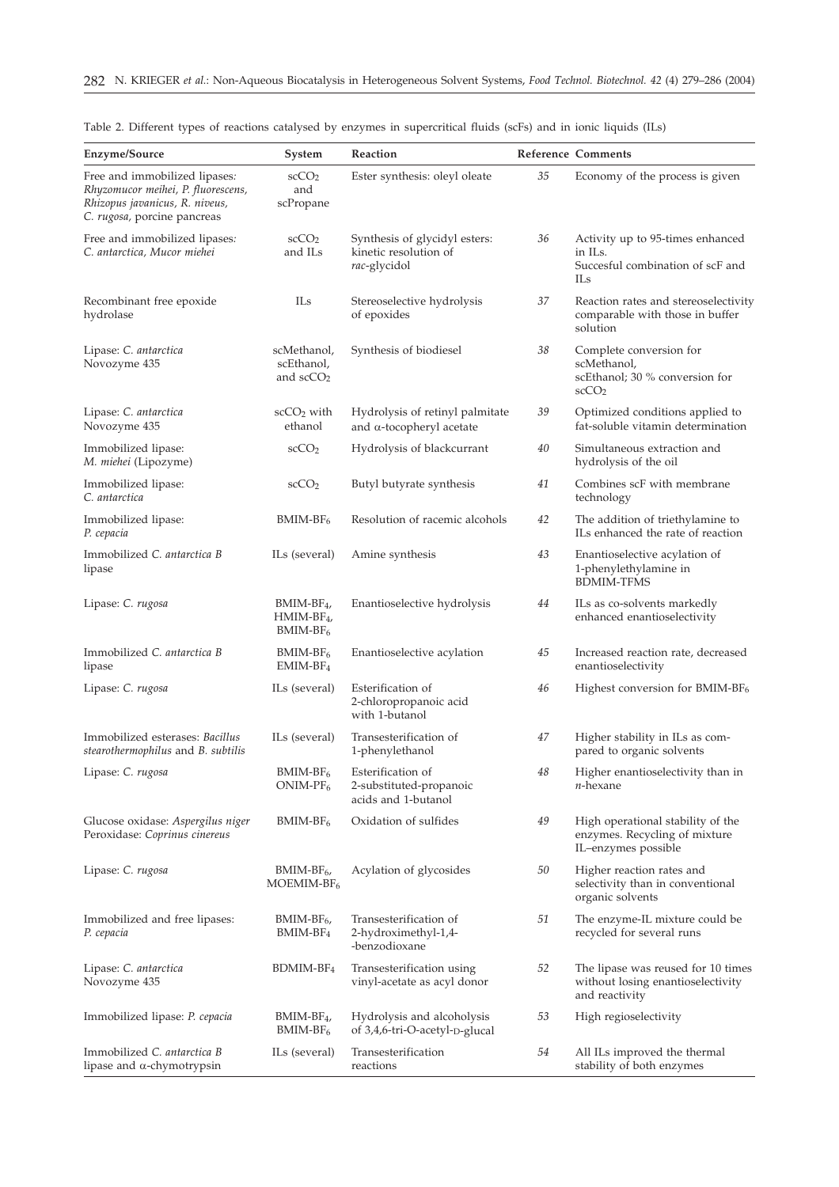Table 2. Different types of reactions catalysed by enzymes in supercritical fluids (scFs) and in ionic liquids (ILs)

| Enzyme/Source | System | Reaction | Reference | Comments |
|---|---|---|---|---|
| Free and immobilized lipases: *Rhyzomucor meihei, P. fluorescens, Rhizopus javanicus, R. niveus, C. rugosa,* porcine pancreas | $scCO_2$ and scPropane | Ester synthesis: oleyl oleate | *35* | Economy of the process is given |
| Free and immobilized lipases: *C. antarctica, Mucor miehei* | $scCO_2$ and ILs | Synthesis of glycidyl esters: kinetic resolution of *rac*-glycidol | *36* | Activity up to 95-times enhanced in ILs. Succesful combination of scF and ILs |
| Recombinant free epoxide hydrolase | ILs | Stereoselective hydrolysis of epoxides | *37* | Reaction rates and stereoselectivity comparable with those in buffer solution |
| Lipase: *C. antarctica* Novozyme 435 | scMethanol, scEthanol, and $scCO_2$ | Synthesis of biodiesel | *38* | Complete conversion for scMethanol, scEthanol; 30 % conversion for $scCO_2$ |
| Lipase: *C. antarctica* Novozyme 435 | $scCO_2$ with ethanol | Hydrolysis of retinyl palmitate and α-tocopheryl acetate | *39* | Optimized conditions applied to fat-soluble vitamin determination |
| Immobilized lipase: *M. miehei* (Lipozyme) | $scCO_2$ | Hydrolysis of blackcurrant | *40* | Simultaneous extraction and hydrolysis of the oil |
| Immobilized lipase: *C. antarctica* | $scCO_2$ | Butyl butyrate synthesis | *41* | Combines scF with membrane technology |
| Immobilized lipase: *P. cepacia* | BMIM-$BF_6$ | Resolution of racemic alcohols | *42* | The addition of triethylamine to ILs enhanced the rate of reaction |
| Immobilized *C. antarctica B* lipase | ILs (several) | Amine synthesis | *43* | Enantioselective acylation of 1-phenylethylamine in BDMIM-TFMS |
| Lipase: *C. rugosa* | BMIM-$BF_4$, HMIM-$BF_4$, BMIM-$BF_6$ | Enantioselective hydrolysis | *44* | ILs as co-solvents markedly enhanced enantioselectivity |
| Immobilized *C. antarctica B* lipase | BMIM-$BF_6$ EMIM-$BF_4$ | Enantioselective acylation | *45* | Increased reaction rate, decreased enantioselectivity |
| Lipase: *C. rugosa* | ILs (several) | Esterification of 2-chloropropanoic acid with 1-butanol | *46* | Highest conversion for BMIM-$BF_6$ |
| Immobilized esterases: *Bacillus stearothermophilus* and *B. subtilis* | ILs (several) | Transesterification of 1-phenylethanol | *47* | Higher stability in ILs as compared to organic solvents |
| Lipase: *C. rugosa* | BMIM-$BF_6$ ONIM-$PF_6$ | Esterification of 2-substituted-propanoic acids and 1-butanol | *48* | Higher enantioselectivity than in *n*-hexane |
| Glucose oxidase: *Aspergilus niger* Peroxidase: *Coprinus cinereus* | BMIM-$BF_6$ | Oxidation of sulfides | *49* | High operational stability of the enzymes. Recycling of mixture IL–enzymes possible |
| Lipase: *C. rugosa* | BMIM-$BF_6$, MOEMIM-$BF_6$ | Acylation of glycosides | *50* | Higher reaction rates and selectivity than in conventional organic solvents |
| Immobilized and free lipases: *P. cepacia* | BMIM-$BF_6$, BMIM-$BF_4$ | Transesterification of 2-hydroximethyl-1,4-benzodioxane | *51* | The enzyme-IL mixture could be recycled for several runs |
| Lipase: *C. antarctica* Novozyme 435 | BDMIM-$BF_4$ | Transesterification using vinyl-acetate as acyl donor | *52* | The lipase was reused for 10 times without losing enantioselectivity and reactivity |
| Immobilized lipase: *P. cepacia* | BMIM-$BF_4$, BMIM-$BF_6$ | Hydrolysis and alcoholysis of 3,4,6-tri-O-acetyl-D-glucal | *53* | High regioselectivity |
| Immobilized *C. antarctica B* lipase and α-chymotrypsin | ILs (several) | Transesterification reactions | *54* | All ILs improved the thermal stability of both enzymes |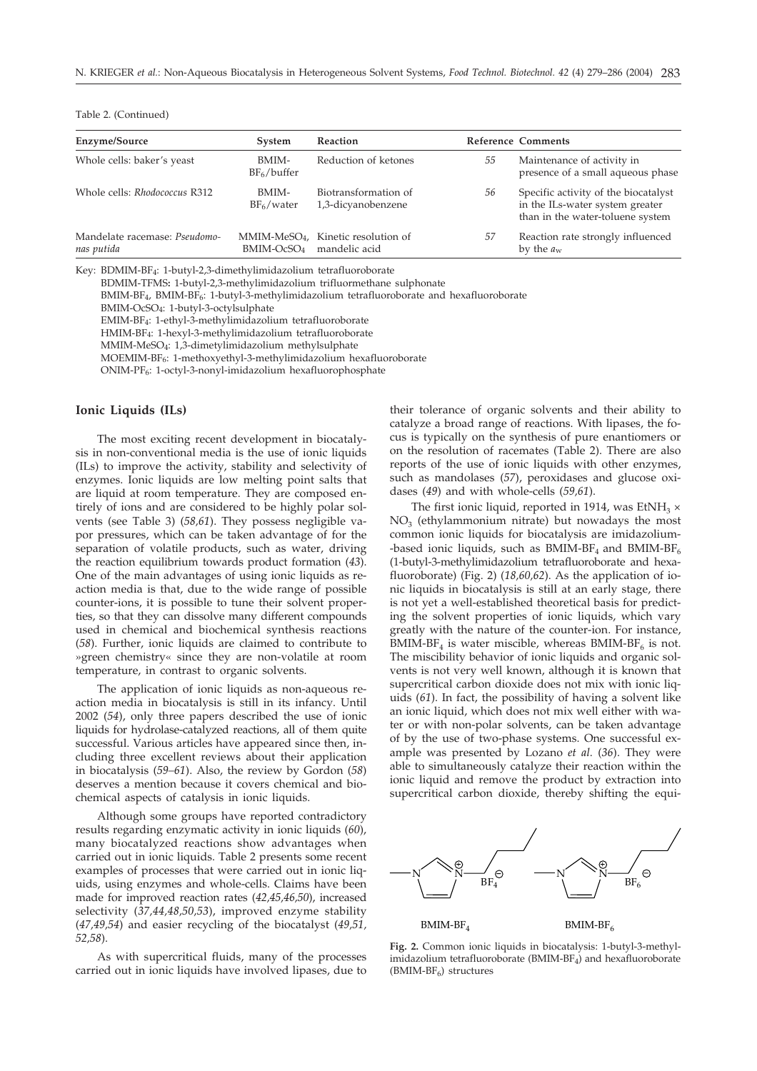Table 2. (Continued)

| Enzyme/Source | System | Reaction | Reference | Comments |
|---|---|---|---|---|
| Whole cells: baker's yeast | BMIM-$BF_6$/buffer | Reduction of ketones | 55 | Maintenance of activity in presence of a small aqueous phase |
| Whole cells: *Rhodococcus* R312 | BMIM-$BF_6$/water | Biotransformation of 1,3-dicyanobenzene | 56 | Specific activity of the biocatalyst in the ILs-water system greater than in the water-toluene system |
| Mandelate racemase: *Pseudomonas putida* | MMIM-$MeSO_4$, BMIM-$OcSO_4$ | Kinetic resolution of mandelic acid | 57 | Reaction rate strongly influenced by the $a_w$ |

Key: BDMIM-$BF_4$: 1-butyl-2,3-dimethylimidazolium tetrafluoroborate
BDMIM-TFMS: 1-butyl-2,3-methylimidazolium trifluormethane sulphonate
BMIM-$BF_4$, BMIM-$BF_6$: 1-butyl-3-methylimidazolium tetrafluoroborate and hexafluoroborate
BMIM-$OcSO_4$: 1-butyl-3-octylsulphate
EMIM-$BF_4$: 1-ethyl-3-methylimidazolium tetrafluoroborate
HMIM-$BF_4$: 1-hexyl-3-methylimidazolium tetrafluoroborate
MMIM-$MeSO_4$: 1,3-dimetylimidazolium methylsulphate
MOEMIM-$BF_6$: 1-methoxyethyl-3-methylimidazolium hexafluoroborate
ONIM-$PF_6$: 1-octyl-3-nonyl-imidazolium hexafluorophosphate

## Ionic Liquids (ILs)

The most exciting recent development in biocatalysis in non-conventional media is the use of ionic liquids (ILs) to improve the activity, stability and selectivity of enzymes. Ionic liquids are low melting point salts that are liquid at room temperature. They are composed entirely of ions and are considered to be highly polar solvents (see Table 3) (*58,61*). They possess negligible vapor pressures, which can be taken advantage of for the separation of volatile products, such as water, driving the reaction equilibrium towards product formation (*43*). One of the main advantages of using ionic liquids as reaction media is that, due to the wide range of possible counter-ions, it is possible to tune their solvent properties, so that they can dissolve many different compounds used in chemical and biochemical synthesis reactions (*58*). Further, ionic liquids are claimed to contribute to »green chemistry« since they are non-volatile at room temperature, in contrast to organic solvents.

The application of ionic liquids as non-aqueous reaction media in biocatalysis is still in its infancy. Until 2002 (*54*), only three papers described the use of ionic liquids for hydrolase-catalyzed reactions, all of them quite successful. Various articles have appeared since then, including three excellent reviews about their application in biocatalysis (*59–61*). Also, the review by Gordon (*58*) deserves a mention because it covers chemical and biochemical aspects of catalysis in ionic liquids.

Although some groups have reported contradictory results regarding enzymatic activity in ionic liquids (*60*), many biocatalyzed reactions show advantages when carried out in ionic liquids. Table 2 presents some recent examples of processes that were carried out in ionic liquids, using enzymes and whole-cells. Claims have been made for improved reaction rates (*42,45,46,50*), increased selectivity (*37,44,48,50,53*), improved enzyme stability (*47,49,54*) and easier recycling of the biocatalyst (*49,51, 52,58*).

As with supercritical fluids, many of the processes carried out in ionic liquids have involved lipases, due to their tolerance of organic solvents and their ability to catalyze a broad range of reactions. With lipases, the focus is typically on the synthesis of pure enantiomers or on the resolution of racemates (Table 2). There are also reports of the use of ionic liquids with other enzymes, such as mandolases (*57*), peroxidases and glucose oxidases (*49*) and with whole-cells (*59,61*).

The first ionic liquid, reported in 1914, was $EtNH_3 \times NO_3$ (ethylammonium nitrate) but nowadays the most common ionic liquids for biocatalysis are imidazolium-based ionic liquids, such as BMIM-$BF_4$ and BMIM-$BF_6$ (1-butyl-3-methylimidazolium tetrafluoroborate and hexafluoroborate) (Fig. 2) (*18,60,62*). As the application of ionic liquids in biocatalysis is still at an early stage, there is not yet a well-established theoretical basis for predicting the solvent properties of ionic liquids, which vary greatly with the nature of the counter-ion. For instance, BMIM-$BF_4$ is water miscible, whereas BMIM-$BF_6$ is not. The miscibility behavior of ionic liquids and organic solvents is not very well known, although it is known that supercritical carbon dioxide does not mix with ionic liquids (*61*). In fact, the possibility of having a solvent like an ionic liquid, which does not mix well either with water or with non-polar solvents, can be taken advantage of by the use of two-phase systems. One successful example was presented by Lozano *et al.* (*36*). They were able to simultaneously catalyze their reaction within the ionic liquid and remove the product by extraction into supercritical carbon dioxide, thereby shifting the equi-

BMIM-$BF_4$ BMIM-$BF_6$

**Fig. 2.** Common ionic liquids in biocatalysis: 1-butyl-3-methylimidazolium tetrafluoroborate (BMIM-$BF_4$) and hexafluoroborate (BMIM-$BF_6$) structures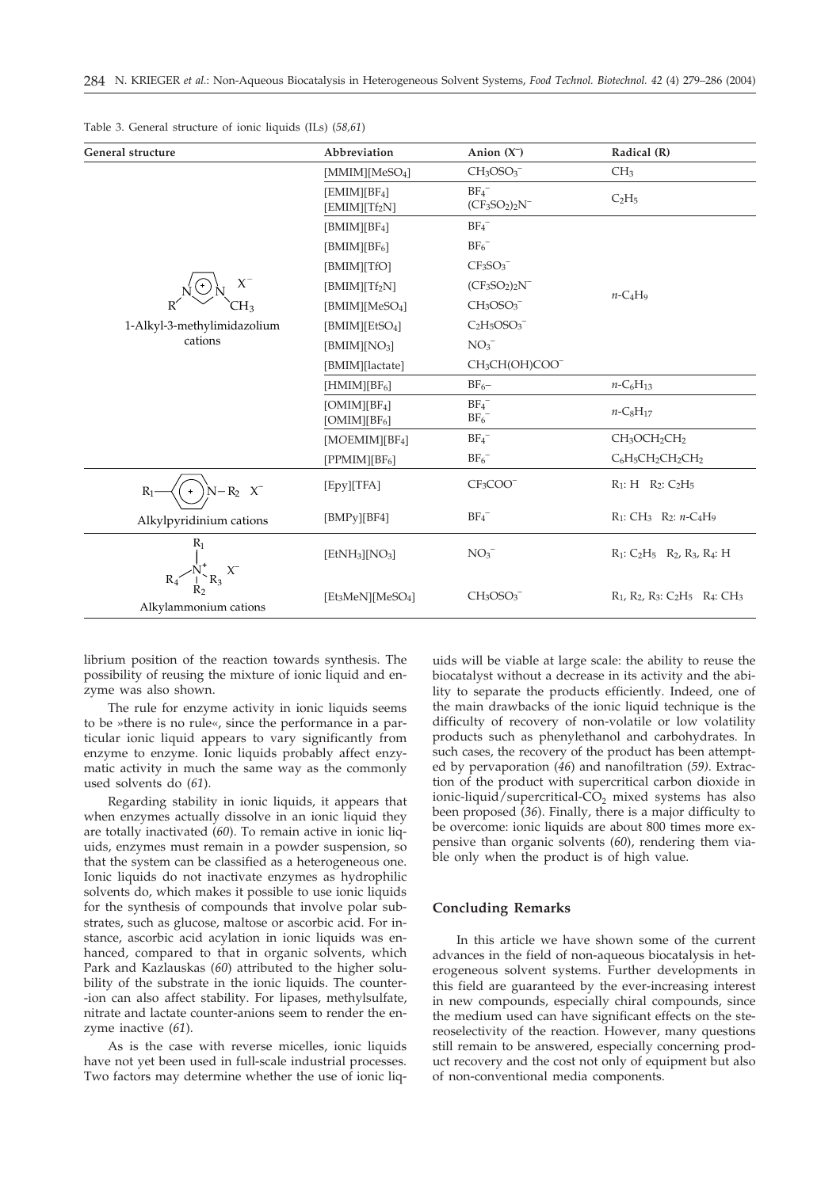Table 3. General structure of ionic liquids (ILs) (*58,61*)

| General structure | Abbreviation | Anion ($X^-$) | Radical (R) |
|---|---|---|---|
| 1-Alkyl-3-methylimidazolium cations | [MMIM][$MeSO_4$] | $CH_3OSO_3^-$ | $CH_3$ |
| | [EMIM][$BF_4$] | $BF_4^-$ | $C_2H_5$ |
| | [EMIM][$Tf_2N$] | $(CF_3SO_2)_2N^-$ | |
| | [BMIM][$BF_4$] | $BF_4^-$ | $n$-$C_4H_9$ |
| | [BMIM][$BF_6$] | $BF_6^-$ | |
| | [BMIM][TfO] | $CF_3SO_3^-$ | |
| | [BMIM][$Tf_2N$] | $(CF_3SO_2)_2N^-$ | |
| | [BMIM][$MeSO_4$] | $CH_3OSO_3^-$ | |
| | [BMIM][$EtSO_4$] | $C_2H_5OSO_3^-$ | |
| | [BMIM][$NO_3$] | $NO_3^-$ | |
| | [BMIM][lactate] | $CH_3CH(OH)COO^-$ | |
| | [HMIM][$BF_6$] | $BF_6$– | $n$-$C_6H_{13}$ |
| | [OMIM][$BF_4$] | $BF_4^-$ | $n$-$C_8H_{17}$ |
| | [OMIM][$BF_6$] | $BF_6^-$ | |
| | [MOEMIM][$BF_4$] | $BF_4^-$ | $CH_3OCH_2CH_2$ |
| | [PPMIM][$BF_6$] | $BF_6^-$ | $C_6H_5CH_2CH_2CH_2$ |
| Alkylpyridinium cations | [Epy][TFA] | $CF_3COO^-$ | $R_1$: H $R_2$: $C_2H_5$ |
| | [BMPy][BF4] | $BF_4^-$ | $R_1$: $CH_3$ $R_2$: $n$-$C_4H_9$ |
| Alkylammonium cations | [$EtNH_3$][$NO_3$] | $NO_3^-$ | $R_1$: $C_2H_5$ $R_2$, $R_3$, $R_4$: H |
| | [$Et_3MeN$][$MeSO_4$] | $CH_3OSO_3^-$ | $R_1$, $R_2$, $R_3$: $C_2H_5$ $R_4$: $CH_3$ |

librium position of the reaction towards synthesis. The possibility of reusing the mixture of ionic liquid and enzyme was also shown.

The rule for enzyme activity in ionic liquids seems to be »there is no rule«, since the performance in a particular ionic liquid appears to vary significantly from enzyme to enzyme. Ionic liquids probably affect enzymatic activity in much the same way as the commonly used solvents do (*61*).

Regarding stability in ionic liquids, it appears that when enzymes actually dissolve in an ionic liquid they are totally inactivated (*60*). To remain active in ionic liquids, enzymes must remain in a powder suspension, so that the system can be classified as a heterogeneous one. Ionic liquids do not inactivate enzymes as hydrophilic solvents do, which makes it possible to use ionic liquids for the synthesis of compounds that involve polar substrates, such as glucose, maltose or ascorbic acid. For instance, ascorbic acid acylation in ionic liquids was enhanced, compared to that in organic solvents, which Park and Kazlauskas (*60*) attributed to the higher solubility of the substrate in the ionic liquids. The counter-ion can also affect stability. For lipases, methylsulfate, nitrate and lactate counter-anions seem to render the enzyme inactive (*61*).

As is the case with reverse micelles, ionic liquids have not yet been used in full-scale industrial processes. Two factors may determine whether the use of ionic liquids will be viable at large scale: the ability to reuse the biocatalyst without a decrease in its activity and the ability to separate the products efficiently. Indeed, one of the main drawbacks of the ionic liquid technique is the difficulty of recovery of non-volatile or low volatility products such as phenylethanol and carbohydrates. In such cases, the recovery of the product has been attempted by pervaporation (*46*) and nanofiltration (*59*). Extraction of the product with supercritical carbon dioxide in ionic-liquid/supercritical-$CO_2$ mixed systems has also been proposed (*36*). Finally, there is a major difficulty to be overcome: ionic liquids are about 800 times more expensive than organic solvents (*60*), rendering them viable only when the product is of high value.

## Concluding Remarks

In this article we have shown some of the current advances in the field of non-aqueous biocatalysis in heterogeneous solvent systems. Further developments in this field are guaranteed by the ever-increasing interest in new compounds, especially chiral compounds, since the medium used can have significant effects on the stereoselectivity of the reaction. However, many questions still remain to be answered, especially concerning product recovery and the cost not only of equipment but also of non-conventional media components.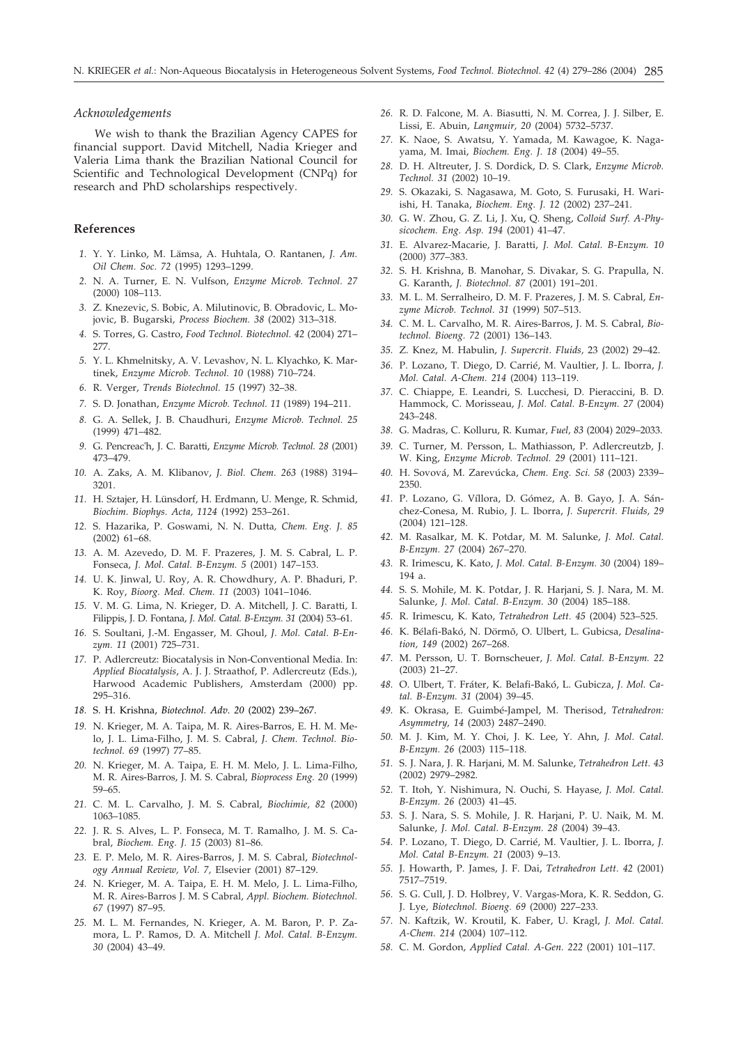### *Acknowledgements*

We wish to thank the Brazilian Agency CAPES for financial support. David Mitchell, Nadia Krieger and Valeria Lima thank the Brazilian National Council for Scientific and Technological Development (CNPq) for research and PhD scholarships respectively.

## References

1. Y. Y. Linko, M. Lämsa, A. Huhtala, O. Rantanen, *J. Am. Oil Chem. Soc. 72* (1995) 1293–1299.
2. N. A. Turner, E. N. Vulfson, *Enzyme Microb. Technol. 27* (2000) 108–113.
3. Z. Knezevic, S. Bobic, A. Milutinovic, B. Obradovic, L. Mojovic, B. Bugarski, *Process Biochem. 38* (2002) 313–318.
4. S. Torres, G. Castro, *Food Technol. Biotechnol. 42* (2004) 271–277.
5. Y. L. Khmelnitsky, A. V. Levashov, N. L. Klyachko, K. Martinek, *Enzyme Microb. Technol. 10* (1988) 710–724.
6. R. Verger, *Trends Biotechnol. 15* (1997) 32–38.
7. S. D. Jonathan, *Enzyme Microb. Technol. 11* (1989) 194–211.
8. G. A. Sellek, J. B. Chaudhuri, *Enzyme Microb. Technol. 25* (1999) 471–482.
9. G. Pencreac'h, J. C. Baratti, *Enzyme Microb. Technol. 28* (2001) 473–479.
10. A. Zaks, A. M. Klibanov, *J. Biol. Chem. 263* (1988) 3194–3201.
11. H. Sztajer, H. Lünsdorf, H. Erdmann, U. Menge, R. Schmid, *Biochim. Biophys. Acta, 1124* (1992) 253–261.
12. S. Hazarika, P. Goswami, N. N. Dutta, *Chem. Eng. J. 85* (2002) 61–68.
13. A. M. Azevedo, D. M. F. Prazeres, J. M. S. Cabral, L. P. Fonseca, *J. Mol. Catal. B-Enzym. 5* (2001) 147–153.
14. U. K. Jinwal, U. Roy, A. R. Chowdhury, A. P. Bhaduri, P. K. Roy, *Bioorg. Med. Chem. 11* (2003) 1041–1046.
15. V. M. G. Lima, N. Krieger, D. A. Mitchell, J. C. Baratti, I. Filippis, J. D. Fontana, *J. Mol. Catal. B-Enzym. 31* (2004) 53–61.
16. S. Soultani, J.-M. Engasser, M. Ghoul, *J. Mol. Catal. B-Enzym. 11* (2001) 725–731.
17. P. Adlercreutz: Biocatalysis in Non-Conventional Media. In: *Applied Biocatalysis*, A. J. J. Straathof, P. Adlercreutz (Eds.), Harwood Academic Publishers, Amsterdam (2000) pp. 295–316.
18. S. H. Krishna, *Biotechnol. Adv. 20* (2002) 239–267.
19. N. Krieger, M. A. Taipa, M. R. Aires-Barros, E. H. M. Melo, J. L. Lima-Filho, J. M. S. Cabral, *J. Chem. Technol. Biotechnol. 69* (1997) 77–85.
20. N. Krieger, M. A. Taipa, E. H. M. Melo, J. L. Lima-Filho, M. R. Aires-Barros, J. M. S. Cabral, *Bioprocess Eng. 20* (1999) 59–65.
21. C. M. L. Carvalho, J. M. S. Cabral, *Biochimie, 82* (2000) 1063–1085.
22. J. R. S. Alves, L. P. Fonseca, M. T. Ramalho, J. M. S. Cabral, *Biochem. Eng. J. 15* (2003) 81–86.
23. E. P. Melo, M. R. Aires-Barros, J. M. S. Cabral, *Biotechnology Annual Review, Vol. 7*, Elsevier (2001) 87–129.
24. N. Krieger, M. A. Taipa, E. H. M. Melo, J. L. Lima-Filho, M. R. Aires-Barros J. M. S Cabral, *Appl. Biochem. Biotechnol. 67* (1997) 87–95.
25. M. L. M. Fernandes, N. Krieger, A. M. Baron, P. P. Zamora, L. P. Ramos, D. A. Mitchell *J. Mol. Catal. B-Enzym. 30* (2004) 43–49.
26. R. D. Falcone, M. A. Biasutti, N. M. Correa, J. J. Silber, E. Lissi, E. Abuin, *Langmuir, 20* (2004) 5732–5737.
27. K. Naoe, S. Awatsu, Y. Yamada, M. Kawagoe, K. Nagayama, M. Imai, *Biochem. Eng. J. 18* (2004) 49–55.
28. D. H. Altreuter, J. S. Dordick, D. S. Clark, *Enzyme Microb. Technol. 31* (2002) 10–19.
29. S. Okazaki, S. Nagasawa, M. Goto, S. Furusaki, H. Wariishi, H. Tanaka, *Biochem. Eng. J. 12* (2002) 237–241.
30. G. W. Zhou, G. Z. Li, J. Xu, Q. Sheng, *Colloid Surf. A-Physicochem. Eng. Asp. 194* (2001) 41–47.
31. E. Alvarez-Macarie, J. Baratti, *J. Mol. Catal. B-Enzym. 10* (2000) 377–383.
32. S. H. Krishna, B. Manohar, S. Divakar, S. G. Prapulla, N. G. Karanth, *J. Biotechnol. 87* (2001) 191–201.
33. M. L. M. Serralheiro, D. M. F. Prazeres, J. M. S. Cabral, *Enzyme Microb. Technol. 31* (1999) 507–513.
34. C. M. L. Carvalho, M. R. Aires-Barros, J. M. S. Cabral, *Biotechnol. Bioeng. 72* (2001) 136–143.
35. Z. Knez, M. Habulin, *J. Supercrit. Fluids,* 23 (2002) 29–42.
36. P. Lozano, T. Diego, D. Carrié, M. Vaultier, J. L. Iborra, *J. Mol. Catal. A-Chem. 214* (2004) 113–119.
37. C. Chiappe, E. Leandri, S. Lucchesi, D. Pieraccini, B. D. Hammock, C. Morisseau, *J. Mol. Catal. B-Enzym. 27* (2004) 243–248.
38. G. Madras, C. Kolluru, R. Kumar, *Fuel, 83* (2004) 2029–2033.
39. C. Turner, M. Persson, L. Mathiasson, P. Adlercreutzb, J. W. King, *Enzyme Microb. Technol. 29* (2001) 111–121.
40. H. Sovová, M. Zarevúcka, *Chem. Eng. Sci. 58* (2003) 2339–2350.
41. P. Lozano, G. Víllora, D. Gómez, A. B. Gayo, J. A. Sánchez-Conesa, M. Rubio, J. L. Iborra, *J. Supercrit. Fluids, 29* (2004) 121–128.
42. M. Rasalkar, M. K. Potdar, M. M. Salunke, *J. Mol. Catal. B-Enzym. 27* (2004) 267–270.
43. R. Irimescu, K. Kato, *J. Mol. Catal. B-Enzym. 30* (2004) 189–194 a.
44. S. S. Mohile, M. K. Potdar, J. R. Harjani, S. J. Nara, M. M. Salunke, *J. Mol. Catal. B-Enzym. 30* (2004) 185–188.
45. R. Irimescu, K. Kato, *Tetrahedron Lett. 45* (2004) 523–525.
46. K. Bélafi-Bakó, N. Dörmõ, O. Ulbert, L. Gubicsa, *Desalination, 149* (2002) 267–268.
47. M. Persson, U. T. Bornscheuer, *J. Mol. Catal. B-Enzym. 22* (2003) 21–27.
48. O. Ulbert, T. Fráter, K. Belafi-Bakó, L. Gubicza, *J. Mol. Catal. B-Enzym. 31* (2004) 39–45.
49. K. Okrasa, E. Guimbé-Jampel, M. Therisod, *Tetrahedron: Asymmetry, 14* (2003) 2487–2490.
50. M. J. Kim, M. Y. Choi, J. K. Lee, Y. Ahn, *J. Mol. Catal. B-Enzym. 26* (2003) 115–118.
51. S. J. Nara, J. R. Harjani, M. M. Salunke, *Tetrahedron Lett. 43* (2002) 2979–2982.
52. T. Itoh, Y. Nishimura, N. Ouchi, S. Hayase, *J. Mol. Catal. B-Enzym. 26* (2003) 41–45.
53. S. J. Nara, S. S. Mohile, J. R. Harjani, P. U. Naik, M. M. Salunke, *J. Mol. Catal. B-Enzym. 28* (2004) 39–43.
54. P. Lozano, T. Diego, D. Carrié, M. Vaultier, J. L. Iborra, *J. Mol. Catal B-Enzym. 21* (2003) 9–13.
55. J. Howarth, P. James, J. F. Dai, *Tetrahedron Lett. 42* (2001) 7517–7519.
56. S. G. Cull, J. D. Holbrey, V. Vargas-Mora, K. R. Seddon, G. J. Lye, *Biotechnol. Bioeng. 69* (2000) 227–233.
57. N. Kaftzik, W. Kroutil, K. Faber, U. Kragl, *J. Mol. Catal. A-Chem. 214* (2004) 107–112.
58. C. M. Gordon, *Applied Catal. A-Gen. 222* (2001) 101–117.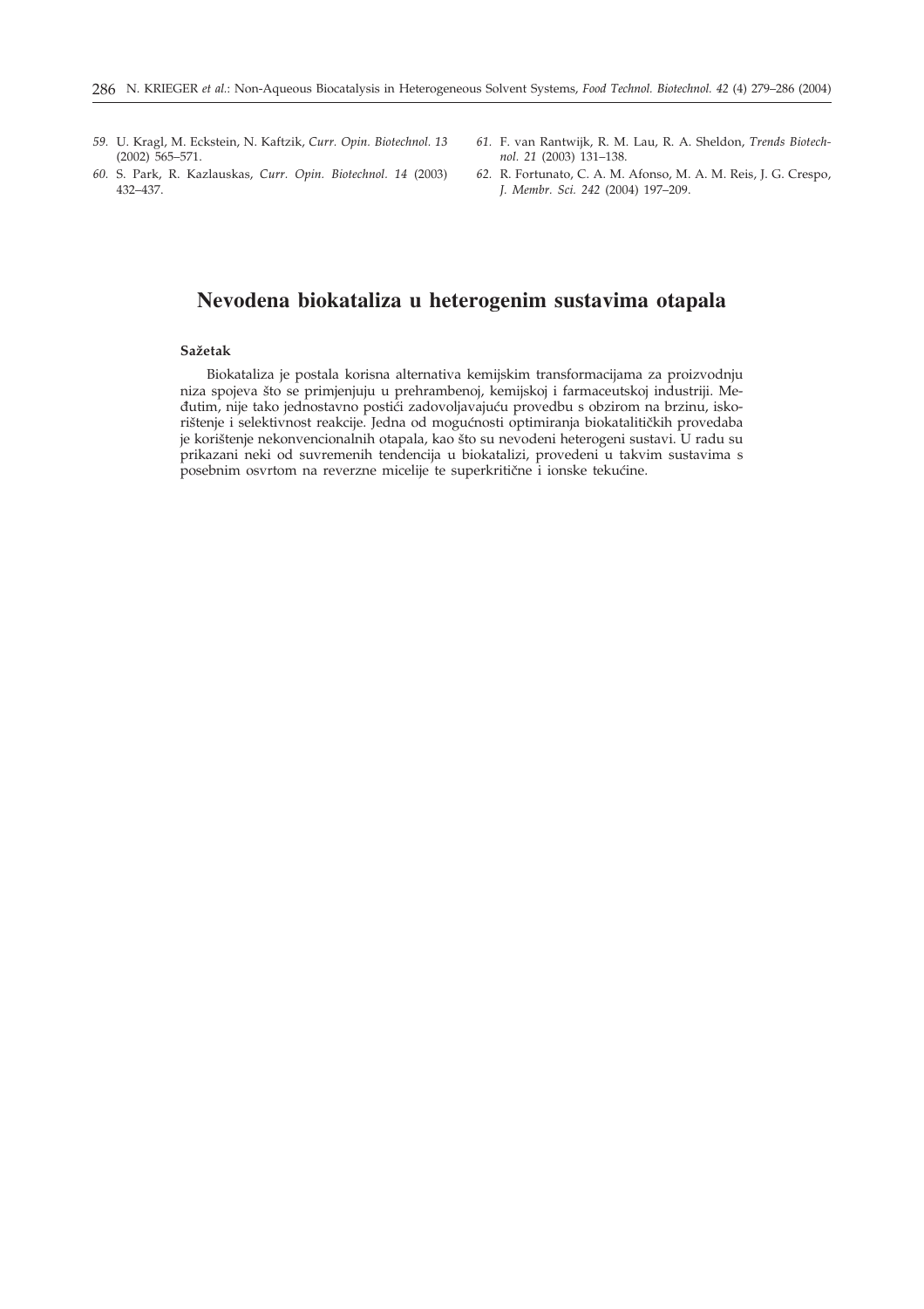59. U. Kragl, M. Eckstein, N. Kaftzik, *Curr. Opin. Biotechnol. 13* (2002) 565–571.
60. S. Park, R. Kazlauskas, *Curr. Opin. Biotechnol. 14* (2003) 432–437.
61. F. van Rantwijk, R. M. Lau, R. A. Sheldon, *Trends Biotechnol. 21* (2003) 131–138.
62. R. Fortunato, C. A. M. Afonso, M. A. M. Reis, J. G. Crespo, *J. Membr. Sci. 242* (2004) 197–209.

# Nevodena biokataliza u heterogenim sustavima otapala

### Sažetak

Biokataliza je postala korisna alternativa kemijskim transformacijama za proizvodnju niza spojeva što se primjenjuju u prehrambenoj, kemijskoj i farmaceutskoj industriji. Međutim, nije tako jednostavno postići zadovoljavajuću provedbu s obzirom na brzinu, iskorištenje i selektivnost reakcije. Jedna od mogućnosti optimiranja biokatalitičkih provedaba je korištenje nekonvencionalnih otapala, kao što su nevodeni heterogeni sustavi. U radu su prikazani neki od suvremenih tendencija u biokatalizi, provedeni u takvim sustavima s posebnim osvrtom na reverzne micelije te superkritične i ionske tekućine.